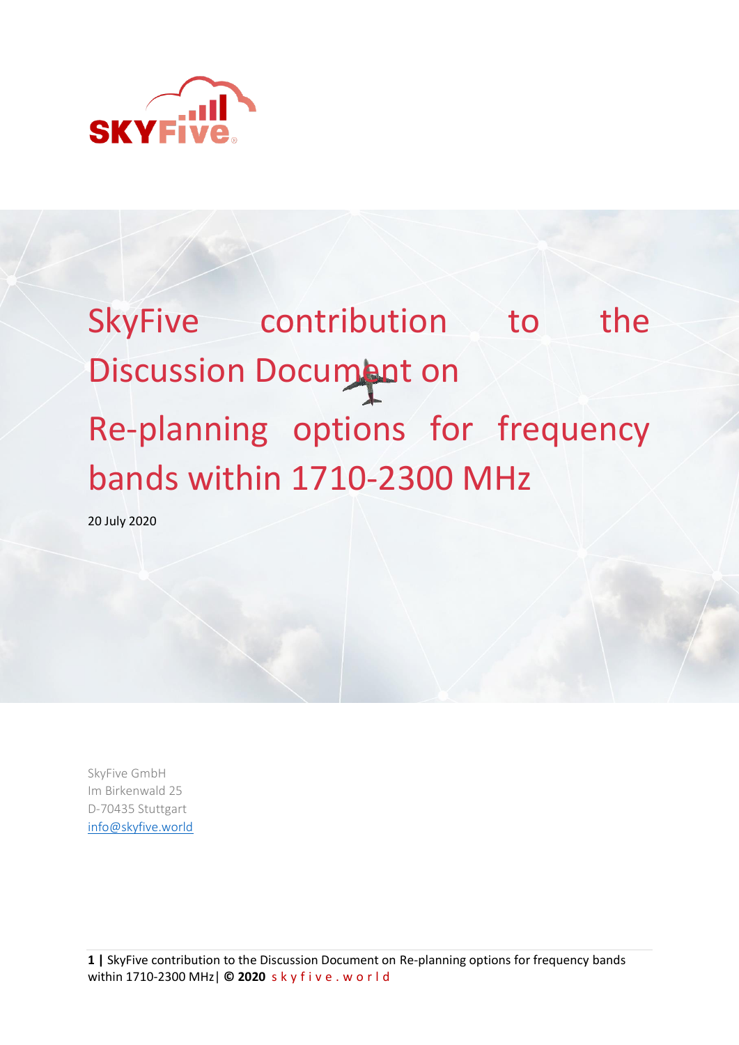# SkyFive contribution to the Discussion Document on

# Re-planning options for frequency bands within 1710-2300 MHz

20 July 2020

SkyFive GmbH
Im Birkenwald 25
D-70435 Stuttgart
info@skyfive.world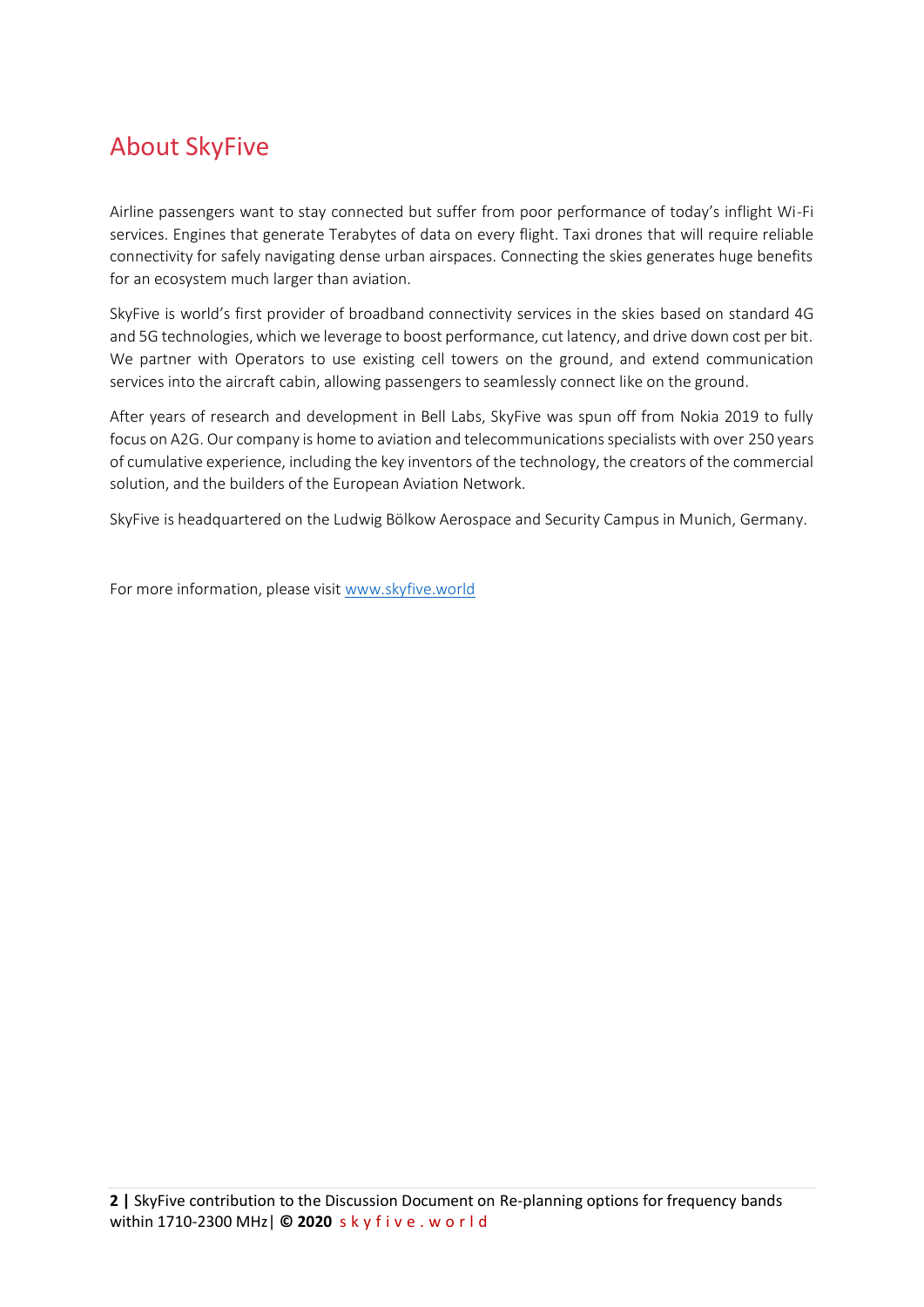## About SkyFive

Airline passengers want to stay connected but suffer from poor performance of today's inflight Wi-Fi services. Engines that generate Terabytes of data on every flight. Taxi drones that will require reliable connectivity for safely navigating dense urban airspaces. Connecting the skies generates huge benefits for an ecosystem much larger than aviation.

SkyFive is world's first provider of broadband connectivity services in the skies based on standard 4G and 5G technologies, which we leverage to boost performance, cut latency, and drive down cost per bit. We partner with Operators to use existing cell towers on the ground, and extend communication services into the aircraft cabin, allowing passengers to seamlessly connect like on the ground.

After years of research and development in Bell Labs, SkyFive was spun off from Nokia 2019 to fully focus on A2G. Our company is home to aviation and telecommunications specialists with over 250 years of cumulative experience, including the key inventors of the technology, the creators of the commercial solution, and the builders of the European Aviation Network.

SkyFive is headquartered on the Ludwig Bölkow Aerospace and Security Campus in Munich, Germany.

For more information, please visit [www.skyfive.world](http://www.skyfive.world)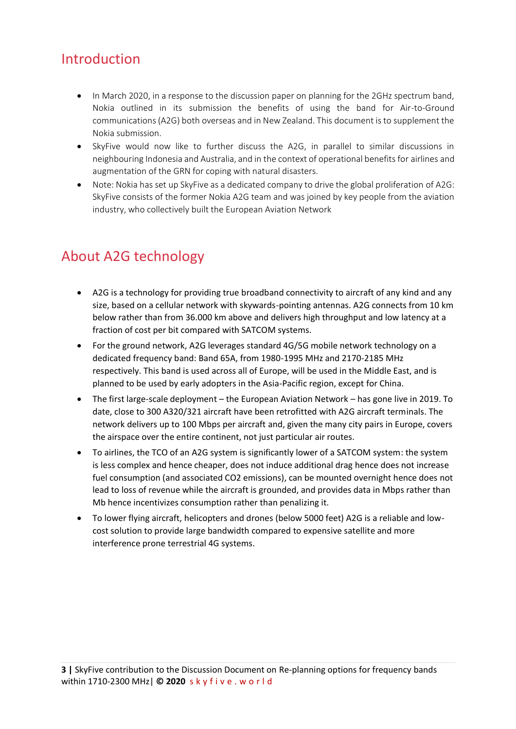## Introduction

- In March 2020, in a response to the discussion paper on planning for the 2GHz spectrum band, Nokia outlined in its submission the benefits of using the band for Air-to-Ground communications (A2G) both overseas and in New Zealand. This document is to supplement the Nokia submission.
- SkyFive would now like to further discuss the A2G, in parallel to similar discussions in neighbouring Indonesia and Australia, and in the context of operational benefits for airlines and augmentation of the GRN for coping with natural disasters.
- Note: Nokia has set up SkyFive as a dedicated company to drive the global proliferation of A2G: SkyFive consists of the former Nokia A2G team and was joined by key people from the aviation industry, who collectively built the European Aviation Network

## About A2G technology

- A2G is a technology for providing true broadband connectivity to aircraft of any kind and any size, based on a cellular network with skywards-pointing antennas. A2G connects from 10 km below rather than from 36.000 km above and delivers high throughput and low latency at a fraction of cost per bit compared with SATCOM systems.
- For the ground network, A2G leverages standard 4G/5G mobile network technology on a dedicated frequency band: Band 65A, from 1980-1995 MHz and 2170-2185 MHz respectively. This band is used across all of Europe, will be used in the Middle East, and is planned to be used by early adopters in the Asia-Pacific region, except for China.
- The first large-scale deployment – the European Aviation Network – has gone live in 2019. To date, close to 300 A320/321 aircraft have been retrofitted with A2G aircraft terminals. The network delivers up to 100 Mbps per aircraft and, given the many city pairs in Europe, covers the airspace over the entire continent, not just particular air routes.
- To airlines, the TCO of an A2G system is significantly lower of a SATCOM system: the system is less complex and hence cheaper, does not induce additional drag hence does not increase fuel consumption (and associated $CO_2$ emissions), can be mounted overnight hence does not lead to loss of revenue while the aircraft is grounded, and provides data in Mbps rather than Mb hence incentivizes consumption rather than penalizing it.
- To lower flying aircraft, helicopters and drones (below 5000 feet) A2G is a reliable and low-cost solution to provide large bandwidth compared to expensive satellite and more interference prone terrestrial 4G systems.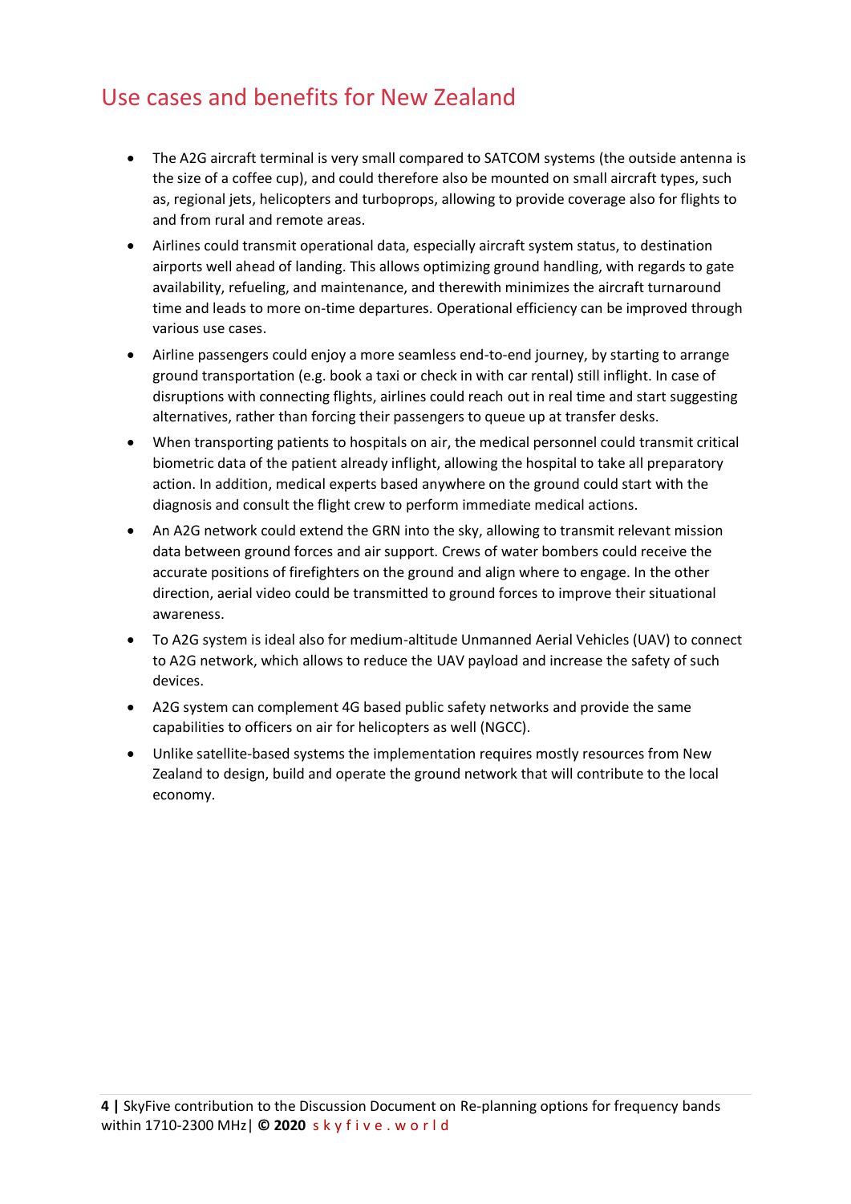## Use cases and benefits for New Zealand

- The A2G aircraft terminal is very small compared to SATCOM systems (the outside antenna is the size of a coffee cup), and could therefore also be mounted on small aircraft types, such as, regional jets, helicopters and turboprops, allowing to provide coverage also for flights to and from rural and remote areas.
- Airlines could transmit operational data, especially aircraft system status, to destination airports well ahead of landing. This allows optimizing ground handling, with regards to gate availability, refueling, and maintenance, and therewith minimizes the aircraft turnaround time and leads to more on-time departures. Operational efficiency can be improved through various use cases.
- Airline passengers could enjoy a more seamless end-to-end journey, by starting to arrange ground transportation (e.g. book a taxi or check in with car rental) still inflight. In case of disruptions with connecting flights, airlines could reach out in real time and start suggesting alternatives, rather than forcing their passengers to queue up at transfer desks.
- When transporting patients to hospitals on air, the medical personnel could transmit critical biometric data of the patient already inflight, allowing the hospital to take all preparatory action. In addition, medical experts based anywhere on the ground could start with the diagnosis and consult the flight crew to perform immediate medical actions.
- An A2G network could extend the GRN into the sky, allowing to transmit relevant mission data between ground forces and air support. Crews of water bombers could receive the accurate positions of firefighters on the ground and align where to engage. In the other direction, aerial video could be transmitted to ground forces to improve their situational awareness.
- To A2G system is ideal also for medium-altitude Unmanned Aerial Vehicles (UAV) to connect to A2G network, which allows to reduce the UAV payload and increase the safety of such devices.
- A2G system can complement 4G based public safety networks and provide the same capabilities to officers on air for helicopters as well (NGCC).
- Unlike satellite-based systems the implementation requires mostly resources from New Zealand to design, build and operate the ground network that will contribute to the local economy.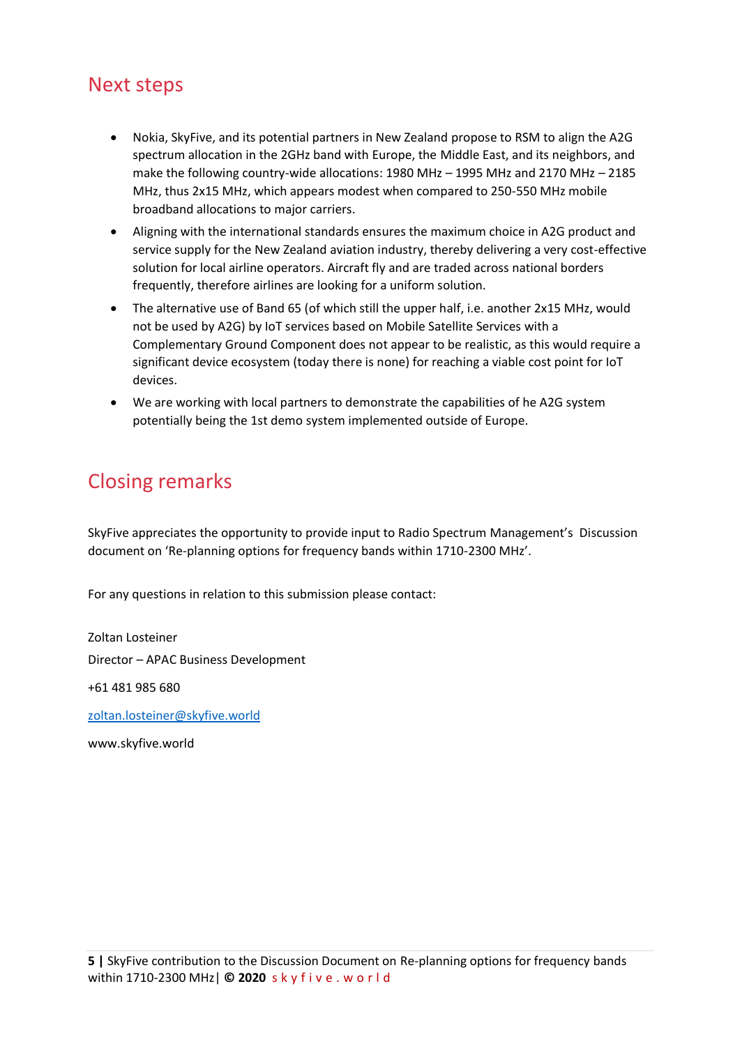## Next steps

- Nokia, SkyFive, and its potential partners in New Zealand propose to RSM to align the A2G spectrum allocation in the 2GHz band with Europe, the Middle East, and its neighbors, and make the following country-wide allocations: 1980 MHz – 1995 MHz and 2170 MHz – 2185 MHz, thus 2x15 MHz, which appears modest when compared to 250-550 MHz mobile broadband allocations to major carriers.
- Aligning with the international standards ensures the maximum choice in A2G product and service supply for the New Zealand aviation industry, thereby delivering a very cost-effective solution for local airline operators. Aircraft fly and are traded across national borders frequently, therefore airlines are looking for a uniform solution.
- The alternative use of Band 65 (of which still the upper half, i.e. another 2x15 MHz, would not be used by A2G) by IoT services based on Mobile Satellite Services with a Complementary Ground Component does not appear to be realistic, as this would require a significant device ecosystem (today there is none) for reaching a viable cost point for IoT devices.
- We are working with local partners to demonstrate the capabilities of he A2G system potentially being the 1st demo system implemented outside of Europe.

## Closing remarks

SkyFive appreciates the opportunity to provide input to Radio Spectrum Management's Discussion document on 'Re-planning options for frequency bands within 1710-2300 MHz'.

For any questions in relation to this submission please contact:

Zoltan Losteiner

Director – APAC Business Development

+61 481 985 680

zoltan.losteiner@skyfive.world

www.skyfive.world